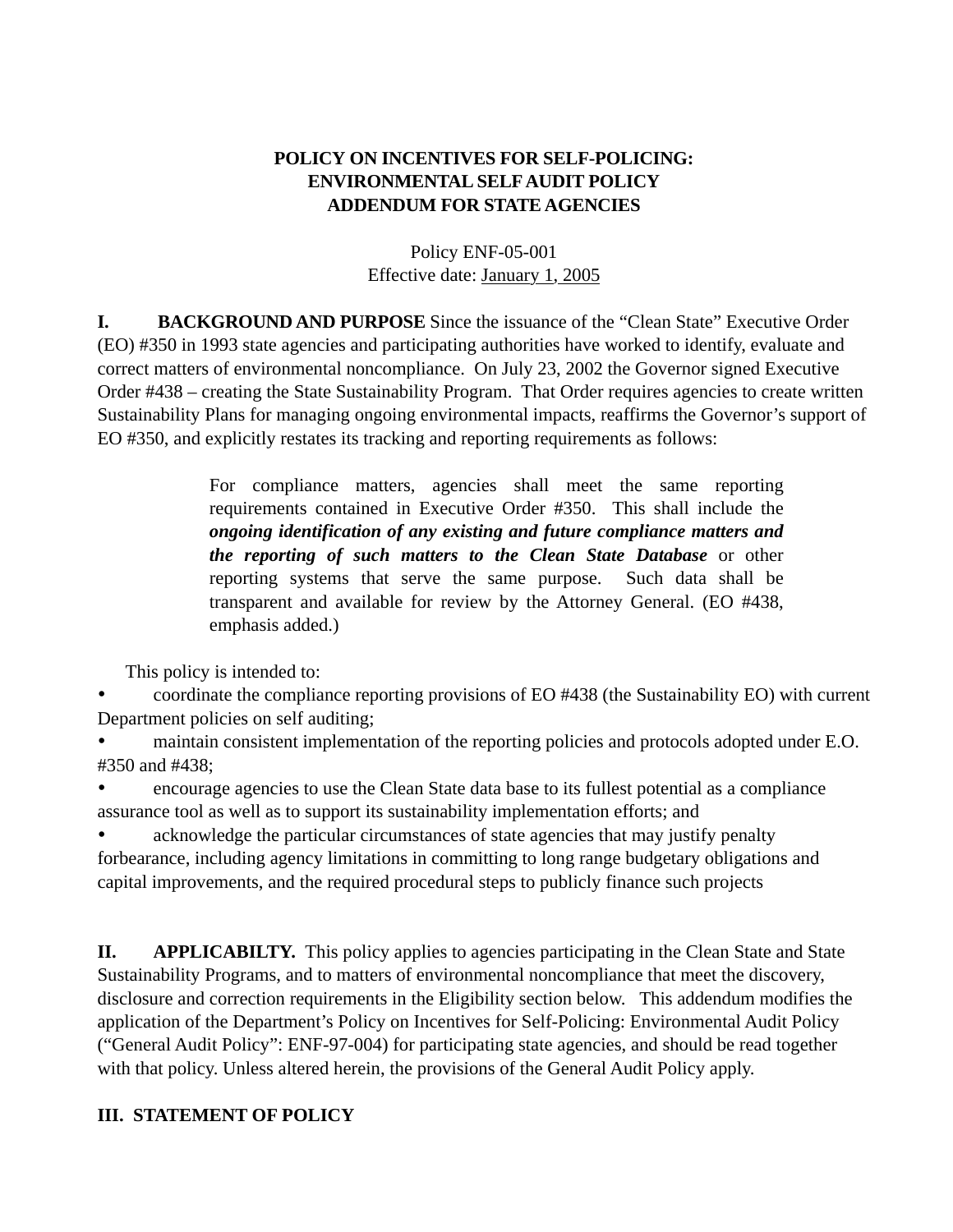**POLICY ON INCENTIVES FOR SELF-POLICING:**
**ENVIRONMENTAL SELF AUDIT POLICY**
**ADDENDUM FOR STATE AGENCIES**

Policy ENF-05-001
Effective date: January 1, 2005

**I. BACKGROUND AND PURPOSE** Since the issuance of the "Clean State" Executive Order (EO) #350 in 1993 state agencies and participating authorities have worked to identify, evaluate and correct matters of environmental noncompliance. On July 23, 2002 the Governor signed Executive Order #438 – creating the State Sustainability Program. That Order requires agencies to create written Sustainability Plans for managing ongoing environmental impacts, reaffirms the Governor's support of EO #350, and explicitly restates its tracking and reporting requirements as follows:

> For compliance matters, agencies shall meet the same reporting requirements contained in Executive Order #350. This shall include the ***ongoing identification of any existing and future compliance matters and the reporting of such matters to the Clean State Database*** or other reporting systems that serve the same purpose. Such data shall be transparent and available for review by the Attorney General. (EO #438, emphasis added.)

This policy is intended to:

- coordinate the compliance reporting provisions of EO #438 (the Sustainability EO) with current Department policies on self auditing;
- maintain consistent implementation of the reporting policies and protocols adopted under E.O. #350 and #438;
- encourage agencies to use the Clean State data base to its fullest potential as a compliance assurance tool as well as to support its sustainability implementation efforts; and
- acknowledge the particular circumstances of state agencies that may justify penalty forbearance, including agency limitations in committing to long range budgetary obligations and capital improvements, and the required procedural steps to publicly finance such projects

**II. APPLICABILTY.** This policy applies to agencies participating in the Clean State and State Sustainability Programs, and to matters of environmental noncompliance that meet the discovery, disclosure and correction requirements in the Eligibility section below. This addendum modifies the application of the Department's Policy on Incentives for Self-Policing: Environmental Audit Policy ("General Audit Policy": ENF-97-004) for participating state agencies, and should be read together with that policy. Unless altered herein, the provisions of the General Audit Policy apply.

**III. STATEMENT OF POLICY**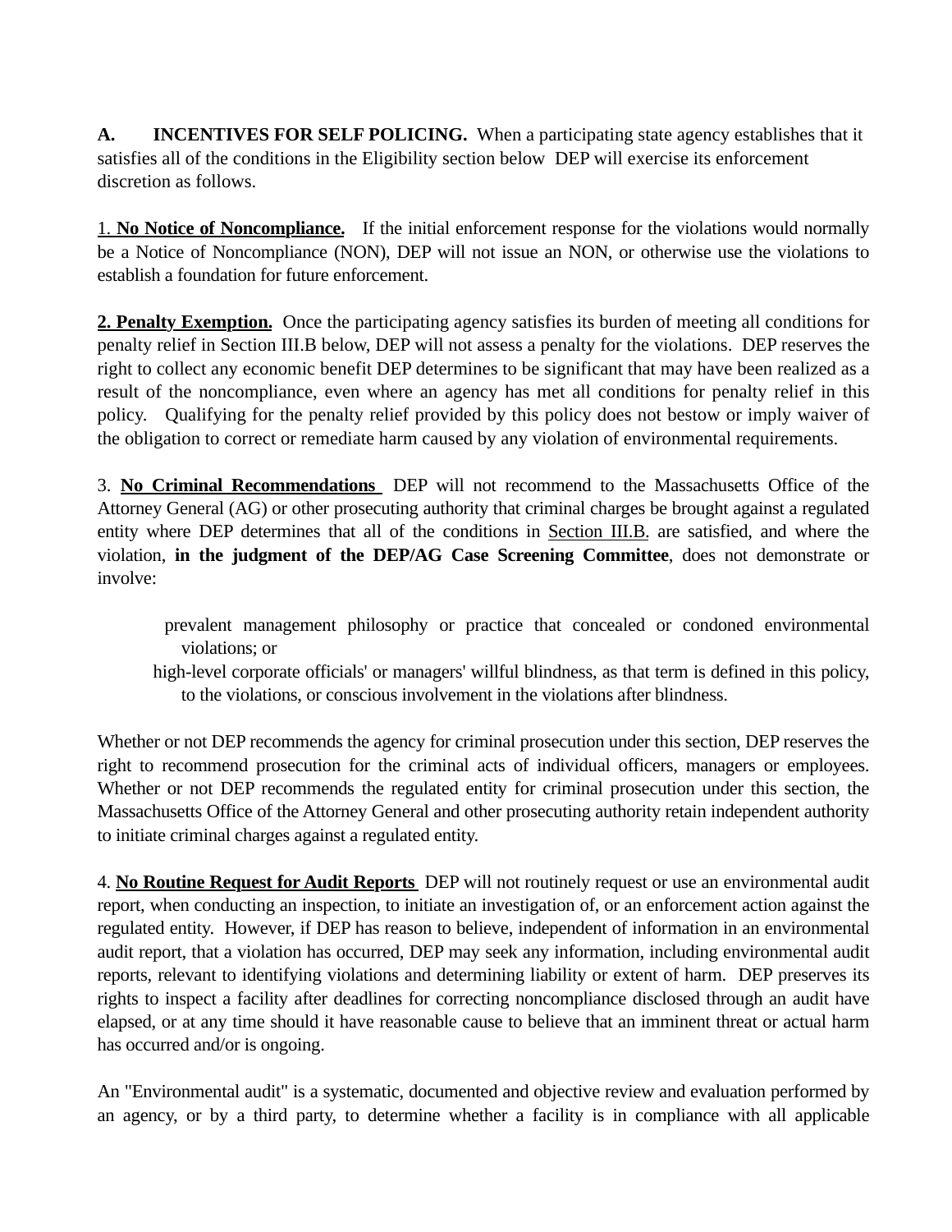**A. INCENTIVES FOR SELF POLICING.** When a participating state agency establishes that it satisfies all of the conditions in the Eligibility section below DEP will exercise its enforcement discretion as follows.

1. **No Notice of Noncompliance.** If the initial enforcement response for the violations would normally be a Notice of Noncompliance (NON), DEP will not issue an NON, or otherwise use the violations to establish a foundation for future enforcement.

**2. Penalty Exemption.** Once the participating agency satisfies its burden of meeting all conditions for penalty relief in Section III.B below, DEP will not assess a penalty for the violations. DEP reserves the right to collect any economic benefit DEP determines to be significant that may have been realized as a result of the noncompliance, even where an agency has met all conditions for penalty relief in this policy. Qualifying for the penalty relief provided by this policy does not bestow or imply waiver of the obligation to correct or remediate harm caused by any violation of environmental requirements.

3. **No Criminal Recommendations** DEP will not recommend to the Massachusetts Office of the Attorney General (AG) or other prosecuting authority that criminal charges be brought against a regulated entity where DEP determines that all of the conditions in Section III.B. are satisfied, and where the violation, **in the judgment of the DEP/AG Case Screening Committee**, does not demonstrate or involve:

- prevalent management philosophy or practice that concealed or condoned environmental violations; or
- high-level corporate officials' or managers' willful blindness, as that term is defined in this policy, to the violations, or conscious involvement in the violations after blindness.

Whether or not DEP recommends the agency for criminal prosecution under this section, DEP reserves the right to recommend prosecution for the criminal acts of individual officers, managers or employees. Whether or not DEP recommends the regulated entity for criminal prosecution under this section, the Massachusetts Office of the Attorney General and other prosecuting authority retain independent authority to initiate criminal charges against a regulated entity.

4. **No Routine Request for Audit Reports** DEP will not routinely request or use an environmental audit report, when conducting an inspection, to initiate an investigation of, or an enforcement action against the regulated entity. However, if DEP has reason to believe, independent of information in an environmental audit report, that a violation has occurred, DEP may seek any information, including environmental audit reports, relevant to identifying violations and determining liability or extent of harm. DEP preserves its rights to inspect a facility after deadlines for correcting noncompliance disclosed through an audit have elapsed, or at any time should it have reasonable cause to believe that an imminent threat or actual harm has occurred and/or is ongoing.

An "Environmental audit" is a systematic, documented and objective review and evaluation performed by an agency, or by a third party, to determine whether a facility is in compliance with all applicable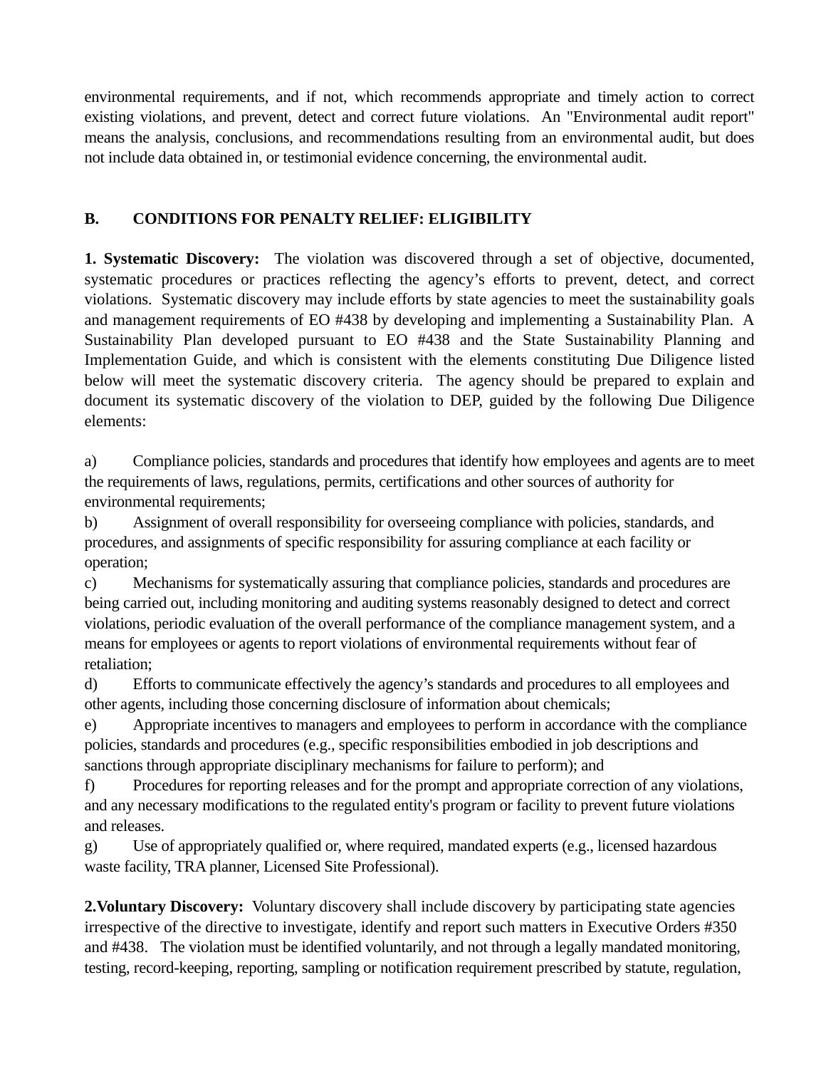environmental requirements, and if not, which recommends appropriate and timely action to correct existing violations, and prevent, detect and correct future violations. An "Environmental audit report" means the analysis, conclusions, and recommendations resulting from an environmental audit, but does not include data obtained in, or testimonial evidence concerning, the environmental audit.

## B. CONDITIONS FOR PENALTY RELIEF: ELIGIBILITY

**1. Systematic Discovery:** The violation was discovered through a set of objective, documented, systematic procedures or practices reflecting the agency's efforts to prevent, detect, and correct violations. Systematic discovery may include efforts by state agencies to meet the sustainability goals and management requirements of EO #438 by developing and implementing a Sustainability Plan. A Sustainability Plan developed pursuant to EO #438 and the State Sustainability Planning and Implementation Guide, and which is consistent with the elements constituting Due Diligence listed below will meet the systematic discovery criteria. The agency should be prepared to explain and document its systematic discovery of the violation to DEP, guided by the following Due Diligence elements:

a) Compliance policies, standards and procedures that identify how employees and agents are to meet the requirements of laws, regulations, permits, certifications and other sources of authority for environmental requirements;
b) Assignment of overall responsibility for overseeing compliance with policies, standards, and procedures, and assignments of specific responsibility for assuring compliance at each facility or operation;
c) Mechanisms for systematically assuring that compliance policies, standards and procedures are being carried out, including monitoring and auditing systems reasonably designed to detect and correct violations, periodic evaluation of the overall performance of the compliance management system, and a means for employees or agents to report violations of environmental requirements without fear of retaliation;
d) Efforts to communicate effectively the agency's standards and procedures to all employees and other agents, including those concerning disclosure of information about chemicals;
e) Appropriate incentives to managers and employees to perform in accordance with the compliance policies, standards and procedures (e.g., specific responsibilities embodied in job descriptions and sanctions through appropriate disciplinary mechanisms for failure to perform); and
f) Procedures for reporting releases and for the prompt and appropriate correction of any violations, and any necessary modifications to the regulated entity's program or facility to prevent future violations and releases.
g) Use of appropriately qualified or, where required, mandated experts (e.g., licensed hazardous waste facility, TRA planner, Licensed Site Professional).

**2.Voluntary Discovery:** Voluntary discovery shall include discovery by participating state agencies irrespective of the directive to investigate, identify and report such matters in Executive Orders #350 and #438. The violation must be identified voluntarily, and not through a legally mandated monitoring, testing, record-keeping, reporting, sampling or notification requirement prescribed by statute, regulation,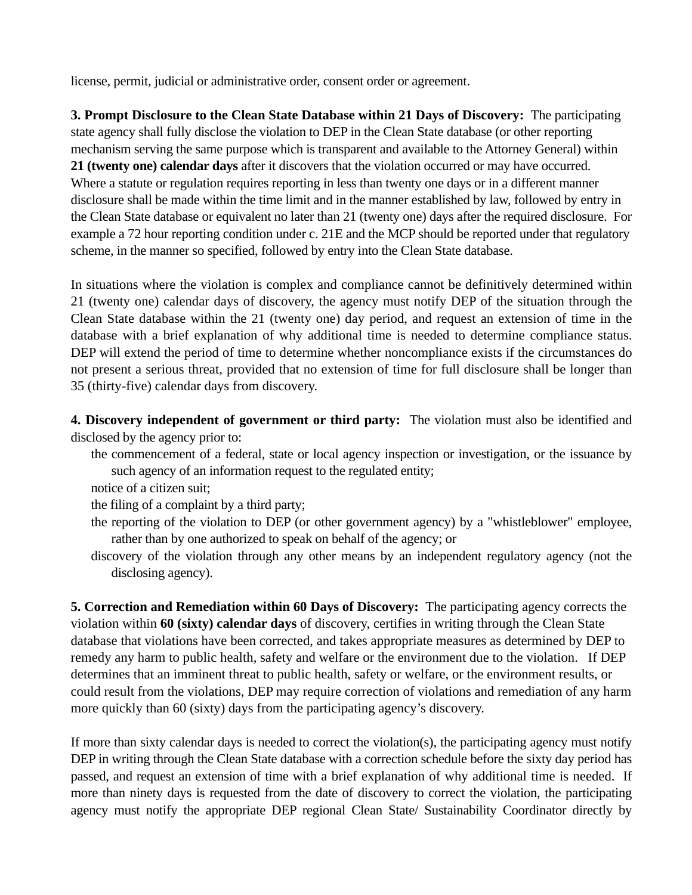license, permit, judicial or administrative order, consent order or agreement.

**3. Prompt Disclosure to the Clean State Database within 21 Days of Discovery:** The participating state agency shall fully disclose the violation to DEP in the Clean State database (or other reporting mechanism serving the same purpose which is transparent and available to the Attorney General) within **21 (twenty one) calendar days** after it discovers that the violation occurred or may have occurred. Where a statute or regulation requires reporting in less than twenty one days or in a different manner disclosure shall be made within the time limit and in the manner established by law, followed by entry in the Clean State database or equivalent no later than 21 (twenty one) days after the required disclosure. For example a 72 hour reporting condition under c. 21E and the MCP should be reported under that regulatory scheme, in the manner so specified, followed by entry into the Clean State database.

In situations where the violation is complex and compliance cannot be definitively determined within 21 (twenty one) calendar days of discovery, the agency must notify DEP of the situation through the Clean State database within the 21 (twenty one) day period, and request an extension of time in the database with a brief explanation of why additional time is needed to determine compliance status. DEP will extend the period of time to determine whether noncompliance exists if the circumstances do not present a serious threat, provided that no extension of time for full disclosure shall be longer than 35 (thirty-five) calendar days from discovery.

**4. Discovery independent of government or third party:** The violation must also be identified and disclosed by the agency prior to:

- the commencement of a federal, state or local agency inspection or investigation, or the issuance by such agency of an information request to the regulated entity;
- notice of a citizen suit;
- the filing of a complaint by a third party;
- the reporting of the violation to DEP (or other government agency) by a "whistleblower" employee, rather than by one authorized to speak on behalf of the agency; or
- discovery of the violation through any other means by an independent regulatory agency (not the disclosing agency).

**5. Correction and Remediation within 60 Days of Discovery:** The participating agency corrects the violation within **60 (sixty) calendar days** of discovery, certifies in writing through the Clean State database that violations have been corrected, and takes appropriate measures as determined by DEP to remedy any harm to public health, safety and welfare or the environment due to the violation. If DEP determines that an imminent threat to public health, safety or welfare, or the environment results, or could result from the violations, DEP may require correction of violations and remediation of any harm more quickly than 60 (sixty) days from the participating agency's discovery.

If more than sixty calendar days is needed to correct the violation(s), the participating agency must notify DEP in writing through the Clean State database with a correction schedule before the sixty day period has passed, and request an extension of time with a brief explanation of why additional time is needed. If more than ninety days is requested from the date of discovery to correct the violation, the participating agency must notify the appropriate DEP regional Clean State/ Sustainability Coordinator directly by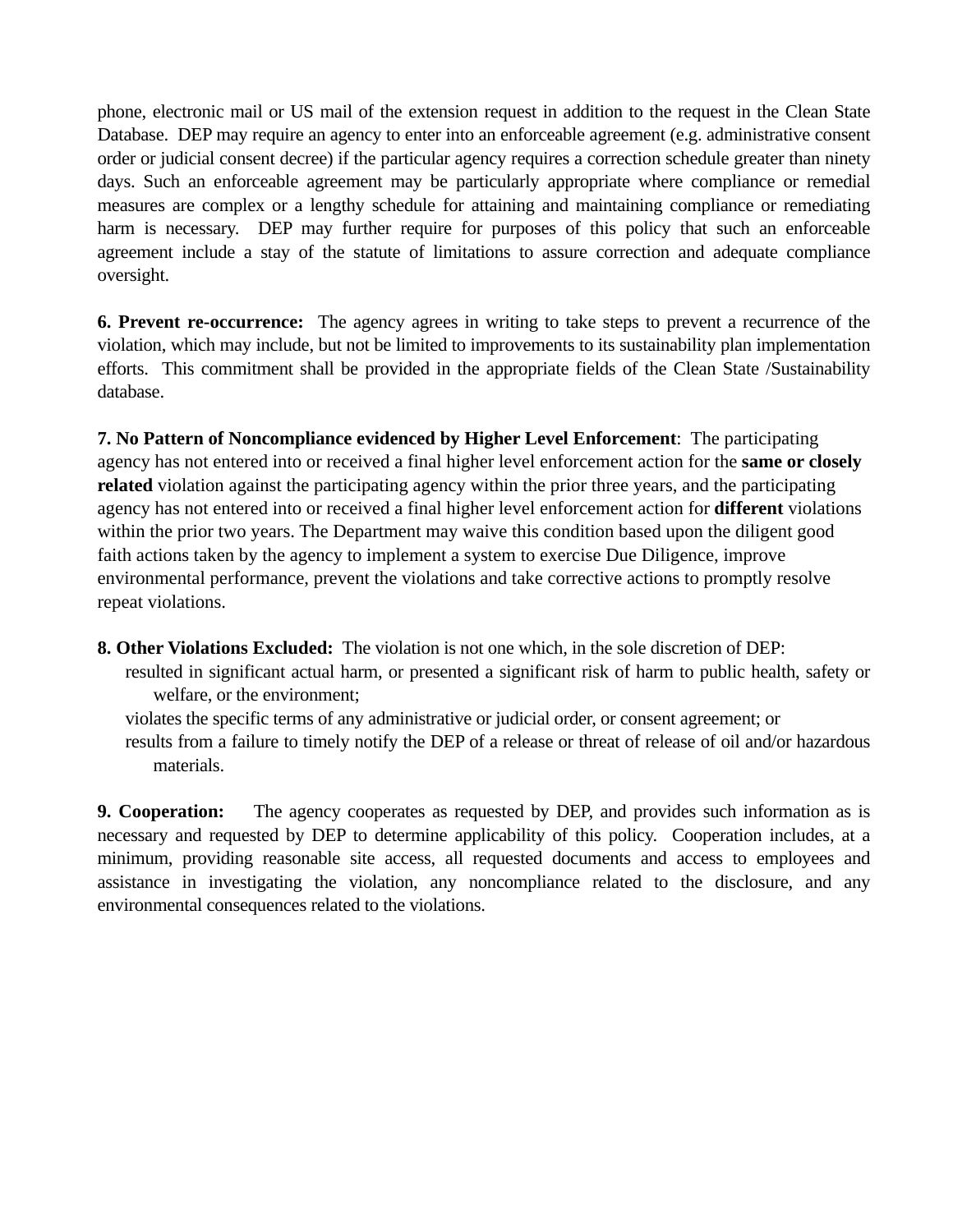phone, electronic mail or US mail of the extension request in addition to the request in the Clean State Database. DEP may require an agency to enter into an enforceable agreement (e.g. administrative consent order or judicial consent decree) if the particular agency requires a correction schedule greater than ninety days. Such an enforceable agreement may be particularly appropriate where compliance or remedial measures are complex or a lengthy schedule for attaining and maintaining compliance or remediating harm is necessary. DEP may further require for purposes of this policy that such an enforceable agreement include a stay of the statute of limitations to assure correction and adequate compliance oversight.

**6. Prevent re-occurrence:** The agency agrees in writing to take steps to prevent a recurrence of the violation, which may include, but not be limited to improvements to its sustainability plan implementation efforts. This commitment shall be provided in the appropriate fields of the Clean State /Sustainability database.

**7. No Pattern of Noncompliance evidenced by Higher Level Enforcement**: The participating agency has not entered into or received a final higher level enforcement action for the **same or closely related** violation against the participating agency within the prior three years, and the participating agency has not entered into or received a final higher level enforcement action for **different** violations within the prior two years. The Department may waive this condition based upon the diligent good faith actions taken by the agency to implement a system to exercise Due Diligence, improve environmental performance, prevent the violations and take corrective actions to promptly resolve repeat violations.

**8. Other Violations Excluded:** The violation is not one which, in the sole discretion of DEP:

- resulted in significant actual harm, or presented a significant risk of harm to public health, safety or welfare, or the environment;
- violates the specific terms of any administrative or judicial order, or consent agreement; or
- results from a failure to timely notify the DEP of a release or threat of release of oil and/or hazardous materials.

**9. Cooperation:** The agency cooperates as requested by DEP, and provides such information as is necessary and requested by DEP to determine applicability of this policy. Cooperation includes, at a minimum, providing reasonable site access, all requested documents and access to employees and assistance in investigating the violation, any noncompliance related to the disclosure, and any environmental consequences related to the violations.